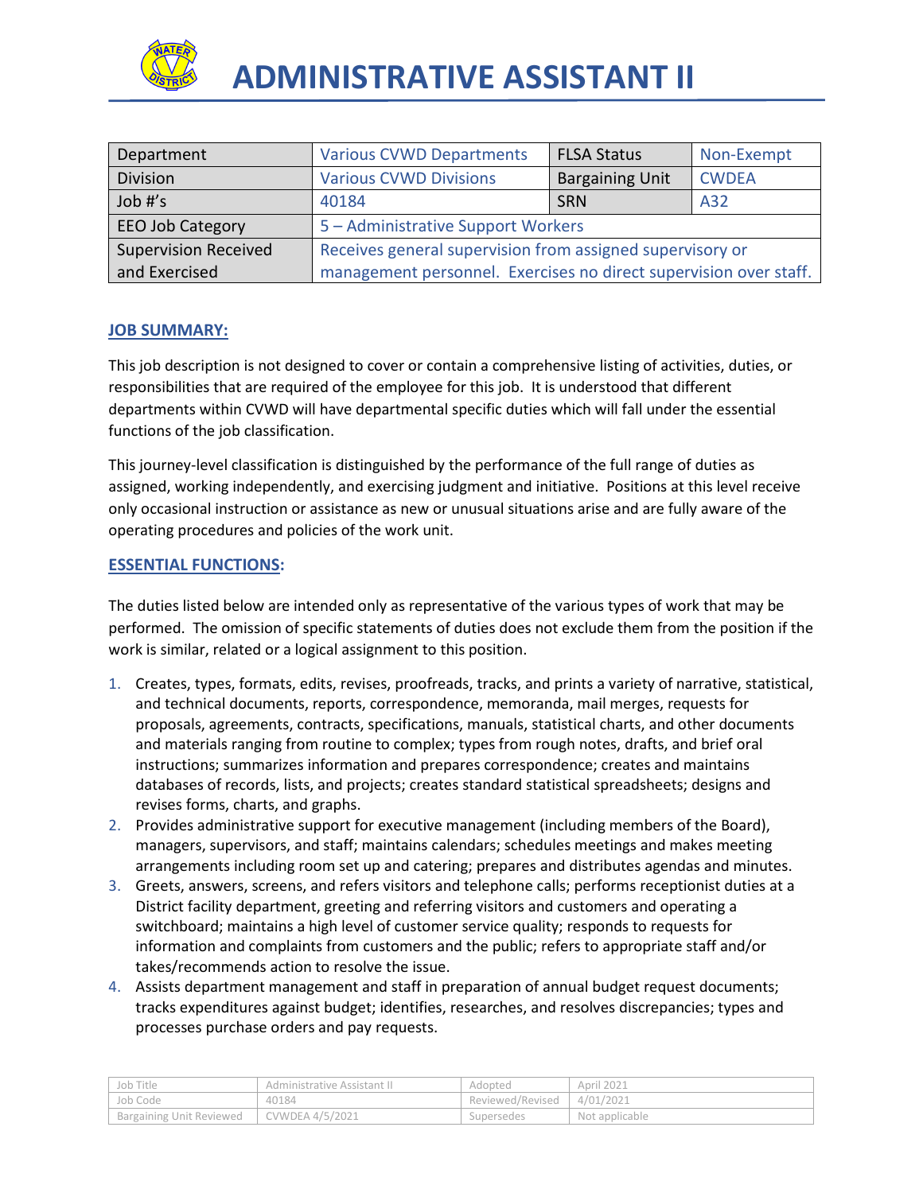# ADMINISTRATIVE ASSISTANT II

| Department | Various CVWD Departments | FLSA Status | Non-Exempt |
|---|---|---|---|
| Division | Various CVWD Divisions | Bargaining Unit | CWDEA |
| Job #'s | 40184 | SRN | A32 |
| EEO Job Category | 5 – Administrative Support Workers | | |
| Supervision Received and Exercised | Receives general supervision from assigned supervisory or management personnel. Exercises no direct supervision over staff. | | |

## JOB SUMMARY:

This job description is not designed to cover or contain a comprehensive listing of activities, duties, or responsibilities that are required of the employee for this job. It is understood that different departments within CVWD will have departmental specific duties which will fall under the essential functions of the job classification.

This journey-level classification is distinguished by the performance of the full range of duties as assigned, working independently, and exercising judgment and initiative. Positions at this level receive only occasional instruction or assistance as new or unusual situations arise and are fully aware of the operating procedures and policies of the work unit.

## ESSENTIAL FUNCTIONS:

The duties listed below are intended only as representative of the various types of work that may be performed. The omission of specific statements of duties does not exclude them from the position if the work is similar, related or a logical assignment to this position.

1. Creates, types, formats, edits, revises, proofreads, tracks, and prints a variety of narrative, statistical, and technical documents, reports, correspondence, memoranda, mail merges, requests for proposals, agreements, contracts, specifications, manuals, statistical charts, and other documents and materials ranging from routine to complex; types from rough notes, drafts, and brief oral instructions; summarizes information and prepares correspondence; creates and maintains databases of records, lists, and projects; creates standard statistical spreadsheets; designs and revises forms, charts, and graphs.
2. Provides administrative support for executive management (including members of the Board), managers, supervisors, and staff; maintains calendars; schedules meetings and makes meeting arrangements including room set up and catering; prepares and distributes agendas and minutes.
3. Greets, answers, screens, and refers visitors and telephone calls; performs receptionist duties at a District facility department, greeting and referring visitors and customers and operating a switchboard; maintains a high level of customer service quality; responds to requests for information and complaints from customers and the public; refers to appropriate staff and/or takes/recommends action to resolve the issue.
4. Assists department management and staff in preparation of annual budget request documents; tracks expenditures against budget; identifies, researches, and resolves discrepancies; types and processes purchase orders and pay requests.

| Job Title | Administrative Assistant II | Adopted | April 2021 |
|---|---|---|---|
| Job Code | 40184 | Reviewed/Revised | 4/01/2021 |
| Bargaining Unit Reviewed | CVWDEA 4/5/2021 | Supersedes | Not applicable |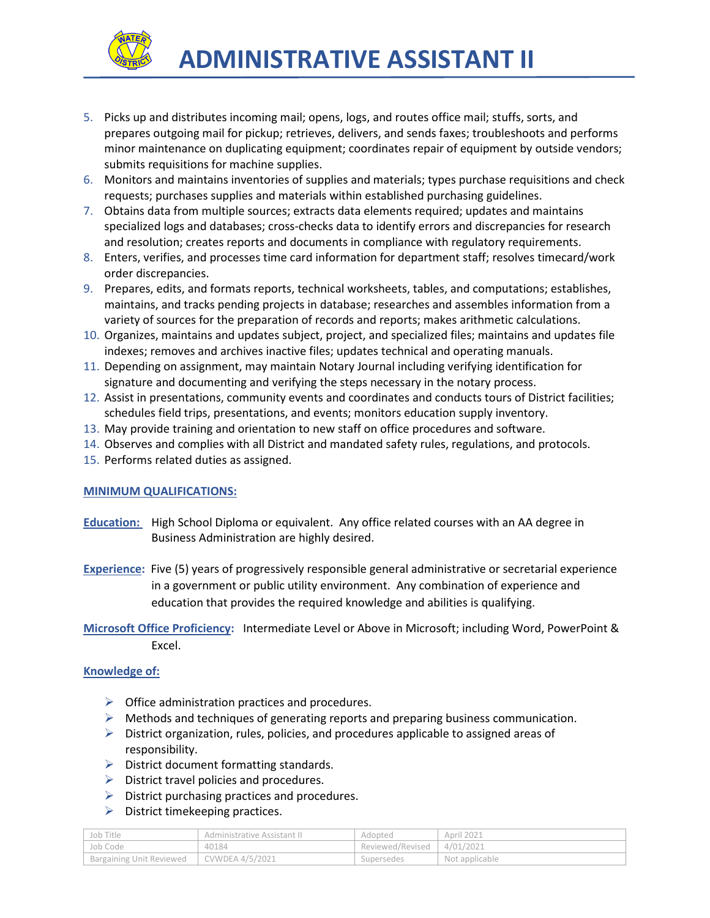5. Picks up and distributes incoming mail; opens, logs, and routes office mail; stuffs, sorts, and prepares outgoing mail for pickup; retrieves, delivers, and sends faxes; troubleshoots and performs minor maintenance on duplicating equipment; coordinates repair of equipment by outside vendors; submits requisitions for machine supplies.
6. Monitors and maintains inventories of supplies and materials; types purchase requisitions and check requests; purchases supplies and materials within established purchasing guidelines.
7. Obtains data from multiple sources; extracts data elements required; updates and maintains specialized logs and databases; cross-checks data to identify errors and discrepancies for research and resolution; creates reports and documents in compliance with regulatory requirements.
8. Enters, verifies, and processes time card information for department staff; resolves timecard/work order discrepancies.
9. Prepares, edits, and formats reports, technical worksheets, tables, and computations; establishes, maintains, and tracks pending projects in database; researches and assembles information from a variety of sources for the preparation of records and reports; makes arithmetic calculations.
10. Organizes, maintains and updates subject, project, and specialized files; maintains and updates file indexes; removes and archives inactive files; updates technical and operating manuals.
11. Depending on assignment, may maintain Notary Journal including verifying identification for signature and documenting and verifying the steps necessary in the notary process.
12. Assist in presentations, community events and coordinates and conducts tours of District facilities; schedules field trips, presentations, and events; monitors education supply inventory.
13. May provide training and orientation to new staff on office procedures and software.
14. Observes and complies with all District and mandated safety rules, regulations, and protocols.
15. Performs related duties as assigned.

## MINIMUM QUALIFICATIONS:

**Education:** High School Diploma or equivalent. Any office related courses with an AA degree in Business Administration are highly desired.

**Experience:** Five (5) years of progressively responsible general administrative or secretarial experience in a government or public utility environment. Any combination of experience and education that provides the required knowledge and abilities is qualifying.

**Microsoft Office Proficiency:** Intermediate Level or Above in Microsoft; including Word, PowerPoint & Excel.

**Knowledge of:**

- Office administration practices and procedures.
- Methods and techniques of generating reports and preparing business communication.
- District organization, rules, policies, and procedures applicable to assigned areas of responsibility.
- District document formatting standards.
- District travel policies and procedures.
- District purchasing practices and procedures.
- District timekeeping practices.

| Job Title | Administrative Assistant II | Adopted | April 2021 |
|---|---|---|---|
| Job Code | 40184 | Reviewed/Revised | 4/01/2021 |
| Bargaining Unit Reviewed | CVWDEA 4/5/2021 | Supersedes | Not applicable |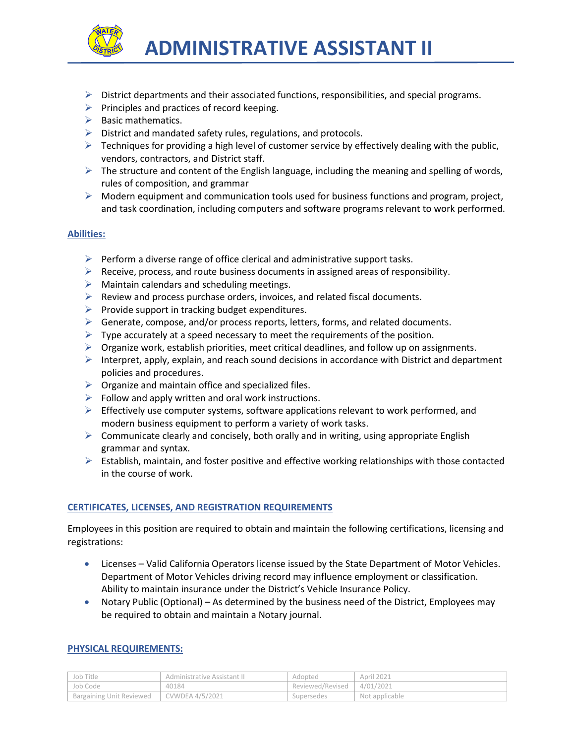- District departments and their associated functions, responsibilities, and special programs.
- Principles and practices of record keeping.
- Basic mathematics.
- District and mandated safety rules, regulations, and protocols.
- Techniques for providing a high level of customer service by effectively dealing with the public, vendors, contractors, and District staff.
- The structure and content of the English language, including the meaning and spelling of words, rules of composition, and grammar
- Modern equipment and communication tools used for business functions and program, project, and task coordination, including computers and software programs relevant to work performed.

**Abilities:**

- Perform a diverse range of office clerical and administrative support tasks.
- Receive, process, and route business documents in assigned areas of responsibility.
- Maintain calendars and scheduling meetings.
- Review and process purchase orders, invoices, and related fiscal documents.
- Provide support in tracking budget expenditures.
- Generate, compose, and/or process reports, letters, forms, and related documents.
- Type accurately at a speed necessary to meet the requirements of the position.
- Organize work, establish priorities, meet critical deadlines, and follow up on assignments.
- Interpret, apply, explain, and reach sound decisions in accordance with District and department policies and procedures.
- Organize and maintain office and specialized files.
- Follow and apply written and oral work instructions.
- Effectively use computer systems, software applications relevant to work performed, and modern business equipment to perform a variety of work tasks.
- Communicate clearly and concisely, both orally and in writing, using appropriate English grammar and syntax.
- Establish, maintain, and foster positive and effective working relationships with those contacted in the course of work.

## CERTIFICATES, LICENSES, AND REGISTRATION REQUIREMENTS

Employees in this position are required to obtain and maintain the following certifications, licensing and registrations:

- Licenses – Valid California Operators license issued by the State Department of Motor Vehicles. Department of Motor Vehicles driving record may influence employment or classification. Ability to maintain insurance under the District's Vehicle Insurance Policy.
- Notary Public (Optional) – As determined by the business need of the District, Employees may be required to obtain and maintain a Notary journal.

## PHYSICAL REQUIREMENTS:

| Job Title | Administrative Assistant II | Adopted | April 2021 |
|---|---|---|---|
| Job Code | 40184 | Reviewed/Revised | 4/01/2021 |
| Bargaining Unit Reviewed | CVWDEA 4/5/2021 | Supersedes | Not applicable |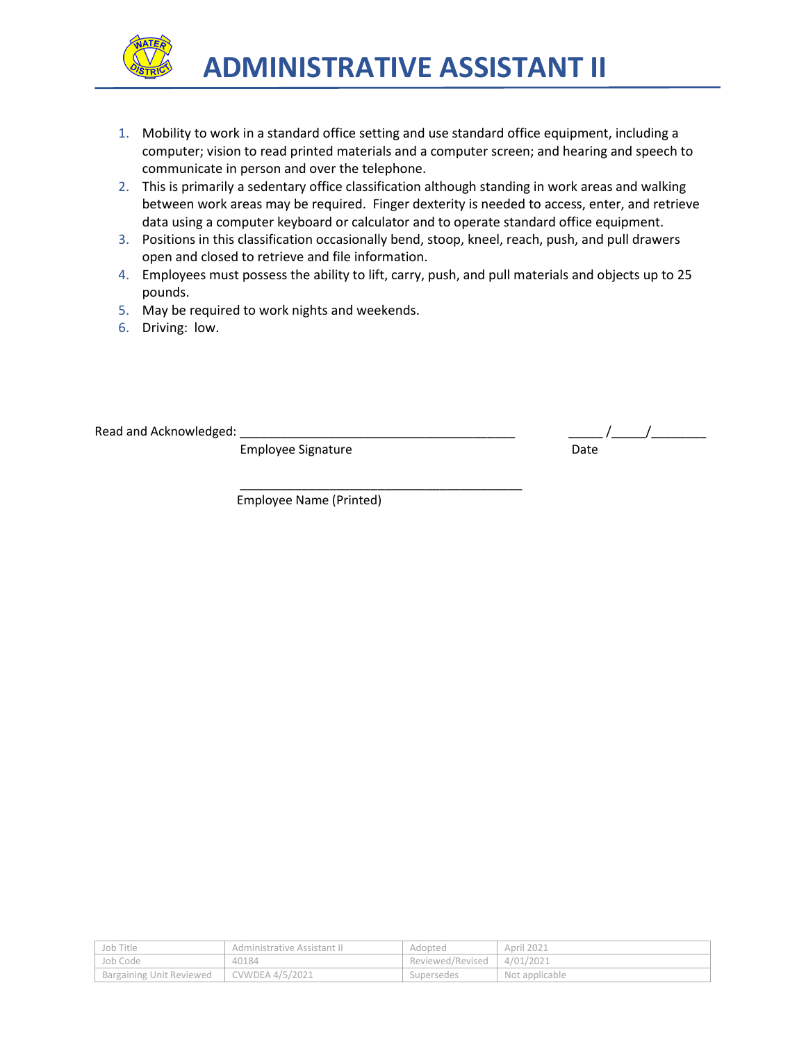# ADMINISTRATIVE ASSISTANT II

1. Mobility to work in a standard office setting and use standard office equipment, including a computer; vision to read printed materials and a computer screen; and hearing and speech to communicate in person and over the telephone.
2. This is primarily a sedentary office classification although standing in work areas and walking between work areas may be required. Finger dexterity is needed to access, enter, and retrieve data using a computer keyboard or calculator and to operate standard office equipment.
3. Positions in this classification occasionally bend, stoop, kneel, reach, push, and pull drawers open and closed to retrieve and file information.
4. Employees must possess the ability to lift, carry, push, and pull materials and objects up to 25 pounds.
5. May be required to work nights and weekends.
6. Driving: low.

Read and Acknowledged: ________________________________________ _____ /_____/________

Employee Signature                Date

________________________________________

Employee Name (Printed)

| | | | |
|---|---|---|---|
| Job Title | Administrative Assistant II | Adopted | April 2021 |
| Job Code | 40184 | Reviewed/Revised | 4/01/2021 |
| Bargaining Unit Reviewed | CVWDEA 4/5/2021 | Supersedes | Not applicable |